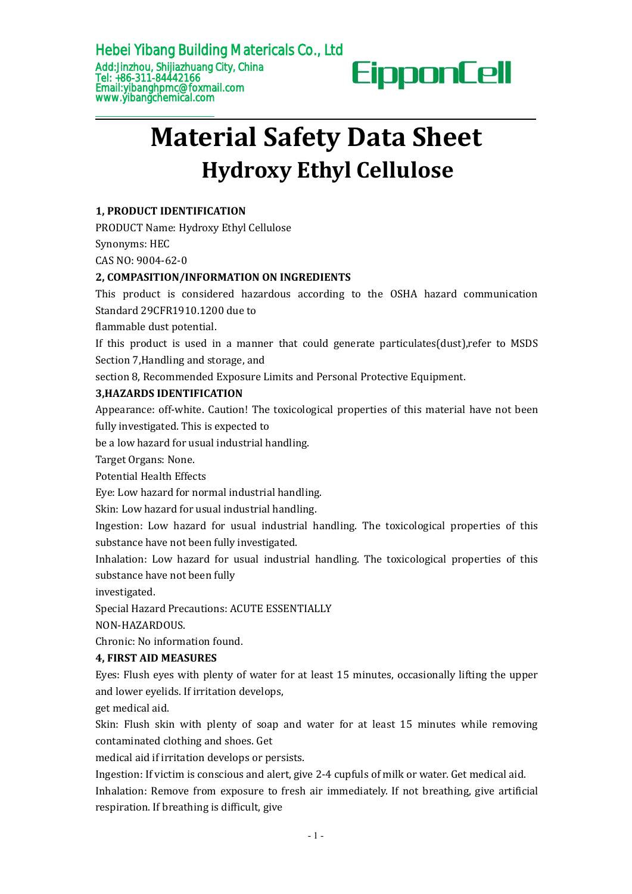Hebei Yibang Building Matericals Co., Ltd

Add:Jinzhou, Shijiazhuang City, China
Tel: +86-311-84442166
Email:yibanghpmc@foxmail.com
www.yibangchemical.com

EipponCell

# Material Safety Data Sheet

## Hydroxy Ethyl Cellulose

**1, PRODUCT IDENTIFICATION**

PRODUCT Name: Hydroxy Ethyl Cellulose

Synonyms: HEC

CAS NO: 9004-62-0

**2, COMPASITION/INFORMATION ON INGREDIENTS**

This product is considered hazardous according to the OSHA hazard communication Standard 29CFR1910.1200 due to flammable dust potential.

If this product is used in a manner that could generate particulates(dust),refer to MSDS Section 7,Handling and storage, and section 8, Recommended Exposure Limits and Personal Protective Equipment.

**3,HAZARDS IDENTIFICATION**

Appearance: off-white. Caution! The toxicological properties of this material have not been fully investigated. This is expected to be a low hazard for usual industrial handling.

Target Organs: None.

Potential Health Effects

Eye: Low hazard for normal industrial handling.

Skin: Low hazard for usual industrial handling.

Ingestion: Low hazard for usual industrial handling. The toxicological properties of this substance have not been fully investigated.

Inhalation: Low hazard for usual industrial handling. The toxicological properties of this substance have not been fully investigated.

Special Hazard Precautions: ACUTE ESSENTIALLY NON-HAZARDOUS.

Chronic: No information found.

**4, FIRST AID MEASURES**

Eyes: Flush eyes with plenty of water for at least 15 minutes, occasionally lifting the upper and lower eyelids. If irritation develops, get medical aid.

Skin: Flush skin with plenty of soap and water for at least 15 minutes while removing contaminated clothing and shoes. Get medical aid if irritation develops or persists.

Ingestion: If victim is conscious and alert, give 2-4 cupfuls of milk or water. Get medical aid.

Inhalation: Remove from exposure to fresh air immediately. If not breathing, give artificial respiration. If breathing is difficult, give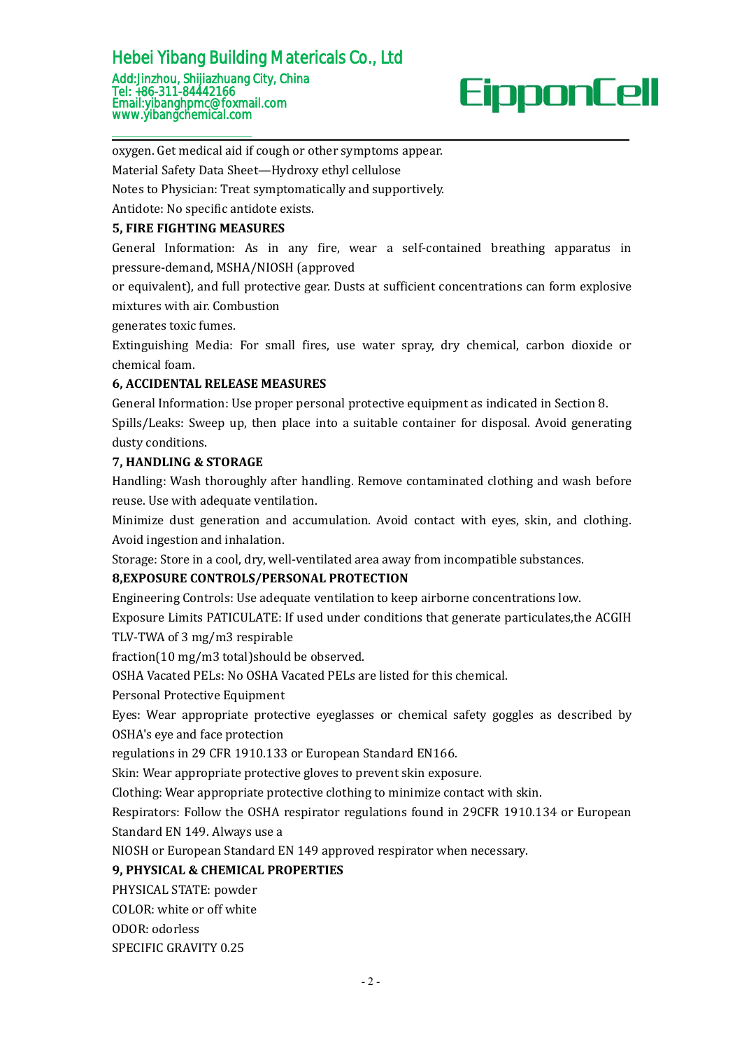oxygen. Get medical aid if cough or other symptoms appear.

Material Safety Data Sheet—Hydroxy ethyl cellulose

Notes to Physician: Treat symptomatically and supportively.

Antidote: No specific antidote exists.

**5, FIRE FIGHTING MEASURES**

General Information: As in any fire, wear a self-contained breathing apparatus in pressure-demand, MSHA/NIOSH (approved or equivalent), and full protective gear. Dusts at sufficient concentrations can form explosive mixtures with air. Combustion generates toxic fumes.

Extinguishing Media: For small fires, use water spray, dry chemical, carbon dioxide or chemical foam.

**6, ACCIDENTAL RELEASE MEASURES**

General Information: Use proper personal protective equipment as indicated in Section 8.

Spills/Leaks: Sweep up, then place into a suitable container for disposal. Avoid generating dusty conditions.

**7, HANDLING & STORAGE**

Handling: Wash thoroughly after handling. Remove contaminated clothing and wash before reuse. Use with adequate ventilation.

Minimize dust generation and accumulation. Avoid contact with eyes, skin, and clothing. Avoid ingestion and inhalation.

Storage: Store in a cool, dry, well-ventilated area away from incompatible substances.

**8,EXPOSURE CONTROLS/PERSONAL PROTECTION**

Engineering Controls: Use adequate ventilation to keep airborne concentrations low.

Exposure Limits PATICULATE: If used under conditions that generate particulates,the ACGIH TLV-TWA of 3 mg/m3 respirable fraction(10 mg/m3 total)should be observed.

OSHA Vacated PELs: No OSHA Vacated PELs are listed for this chemical.

Personal Protective Equipment

Eyes: Wear appropriate protective eyeglasses or chemical safety goggles as described by OSHA's eye and face protection regulations in 29 CFR 1910.133 or European Standard EN166.

Skin: Wear appropriate protective gloves to prevent skin exposure.

Clothing: Wear appropriate protective clothing to minimize contact with skin.

Respirators: Follow the OSHA respirator regulations found in 29CFR 1910.134 or European Standard EN 149. Always use a NIOSH or European Standard EN 149 approved respirator when necessary.

**9, PHYSICAL & CHEMICAL PROPERTIES**

PHYSICAL STATE: powder

COLOR: white or off white

ODOR: odorless

SPECIFIC GRAVITY 0.25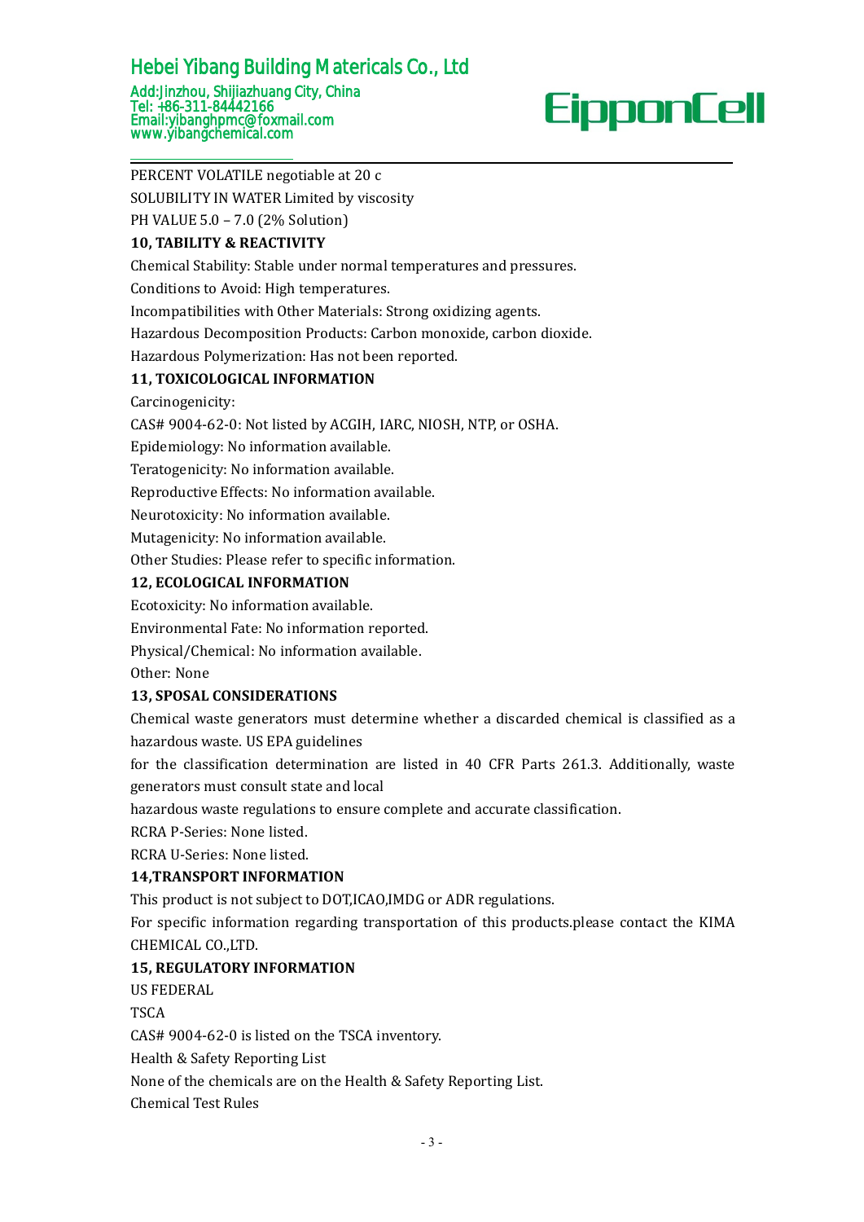PERCENT VOLATILE negotiable at 20 c

SOLUBILITY IN WATER Limited by viscosity

PH VALUE 5.0 – 7.0 (2% Solution)

**10, TABILITY & REACTIVITY**

Chemical Stability: Stable under normal temperatures and pressures.

Conditions to Avoid: High temperatures.

Incompatibilities with Other Materials: Strong oxidizing agents.

Hazardous Decomposition Products: Carbon monoxide, carbon dioxide.

Hazardous Polymerization: Has not been reported.

**11, TOXICOLOGICAL INFORMATION**

Carcinogenicity:

CAS# 9004-62-0: Not listed by ACGIH, IARC, NIOSH, NTP, or OSHA.

Epidemiology: No information available.

Teratogenicity: No information available.

Reproductive Effects: No information available.

Neurotoxicity: No information available.

Mutagenicity: No information available.

Other Studies: Please refer to specific information.

**12, ECOLOGICAL INFORMATION**

Ecotoxicity: No information available.

Environmental Fate: No information reported.

Physical/Chemical: No information available.

Other: None

**13, SPOSAL CONSIDERATIONS**

Chemical waste generators must determine whether a discarded chemical is classified as a hazardous waste. US EPA guidelines

for the classification determination are listed in 40 CFR Parts 261.3. Additionally, waste generators must consult state and local

hazardous waste regulations to ensure complete and accurate classification.

RCRA P-Series: None listed.

RCRA U-Series: None listed.

**14,TRANSPORT INFORMATION**

This product is not subject to DOT,ICAO,IMDG or ADR regulations.

For specific information regarding transportation of this products.please contact the KIMA CHEMICAL CO.,LTD.

**15, REGULATORY INFORMATION**

US FEDERAL

TSCA

CAS# 9004-62-0 is listed on the TSCA inventory.

Health & Safety Reporting List

None of the chemicals are on the Health & Safety Reporting List.

Chemical Test Rules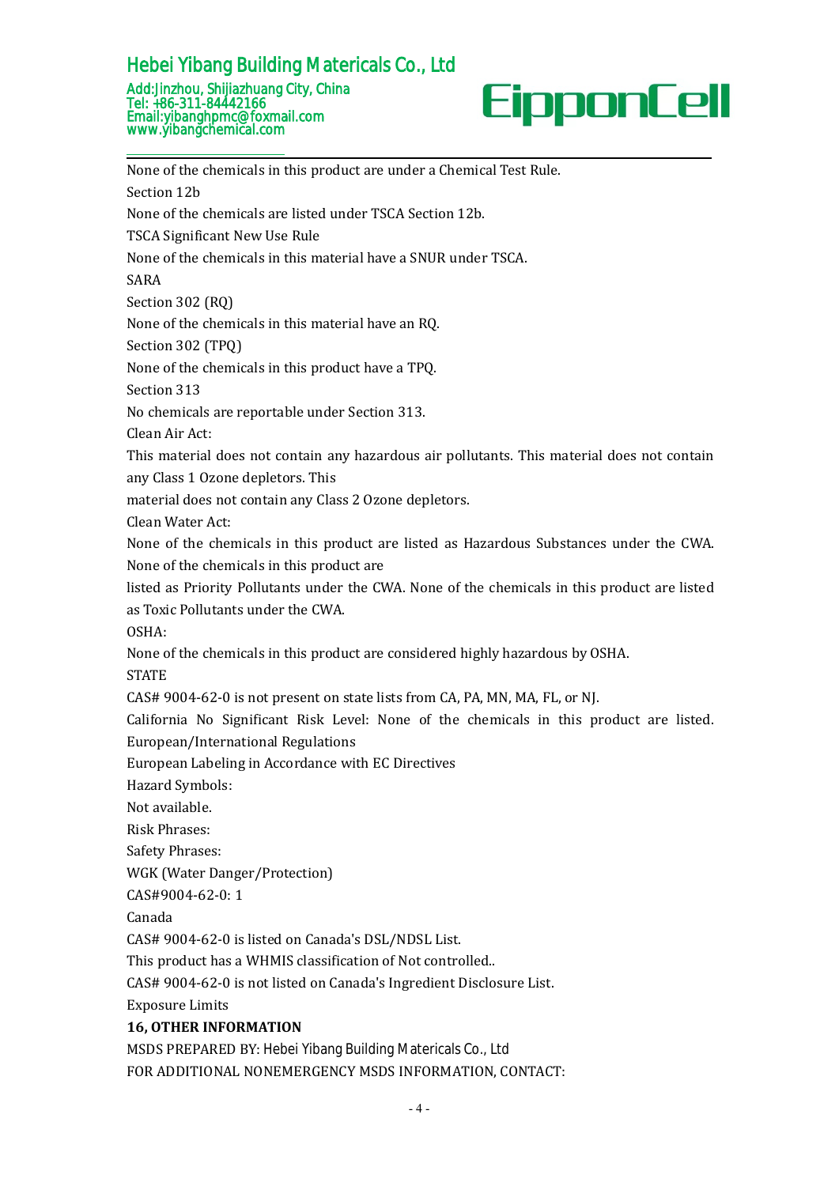None of the chemicals in this product are under a Chemical Test Rule.

Section 12b

None of the chemicals are listed under TSCA Section 12b.

TSCA Significant New Use Rule

None of the chemicals in this material have a SNUR under TSCA.

SARA

Section 302 (RQ)

None of the chemicals in this material have an RQ.

Section 302 (TPQ)

None of the chemicals in this product have a TPQ.

Section 313

No chemicals are reportable under Section 313.

Clean Air Act:

This material does not contain any hazardous air pollutants. This material does not contain any Class 1 Ozone depletors. This

material does not contain any Class 2 Ozone depletors.

Clean Water Act:

None of the chemicals in this product are listed as Hazardous Substances under the CWA. None of the chemicals in this product are

listed as Priority Pollutants under the CWA. None of the chemicals in this product are listed as Toxic Pollutants under the CWA.

OSHA:

None of the chemicals in this product are considered highly hazardous by OSHA.

STATE

CAS# 9004-62-0 is not present on state lists from CA, PA, MN, MA, FL, or NJ.

California No Significant Risk Level: None of the chemicals in this product are listed.

European/International Regulations

European Labeling in Accordance with EC Directives

Hazard Symbols:

Not available.

Risk Phrases:

Safety Phrases:

WGK (Water Danger/Protection)

CAS#9004-62-0: 1

Canada

CAS# 9004-62-0 is listed on Canada's DSL/NDSL List.

This product has a WHMIS classification of Not controlled..

CAS# 9004-62-0 is not listed on Canada's Ingredient Disclosure List.

Exposure Limits

**16, OTHER INFORMATION**

MSDS PREPARED BY: Hebei Yibang Building Matericals Co., Ltd

FOR ADDITIONAL NONEMERGENCY MSDS INFORMATION, CONTACT: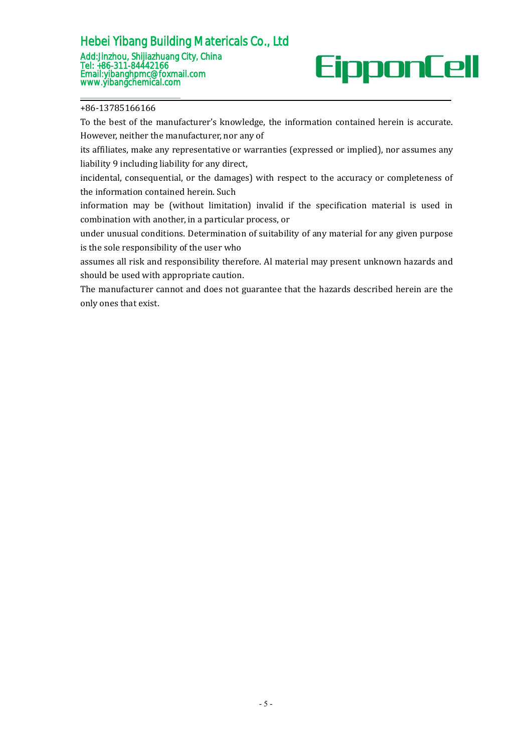+86-13785166166

To the best of the manufacturer's knowledge, the information contained herein is accurate. However, neither the manufacturer, nor any of

its affiliates, make any representative or warranties (expressed or implied), nor assumes any liability 9 including liability for any direct,

incidental, consequential, or the damages) with respect to the accuracy or completeness of the information contained herein. Such

information may be (without limitation) invalid if the specification material is used in combination with another, in a particular process, or

under unusual conditions. Determination of suitability of any material for any given purpose is the sole responsibility of the user who

assumes all risk and responsibility therefore. Al material may present unknown hazards and should be used with appropriate caution.

The manufacturer cannot and does not guarantee that the hazards described herein are the only ones that exist.